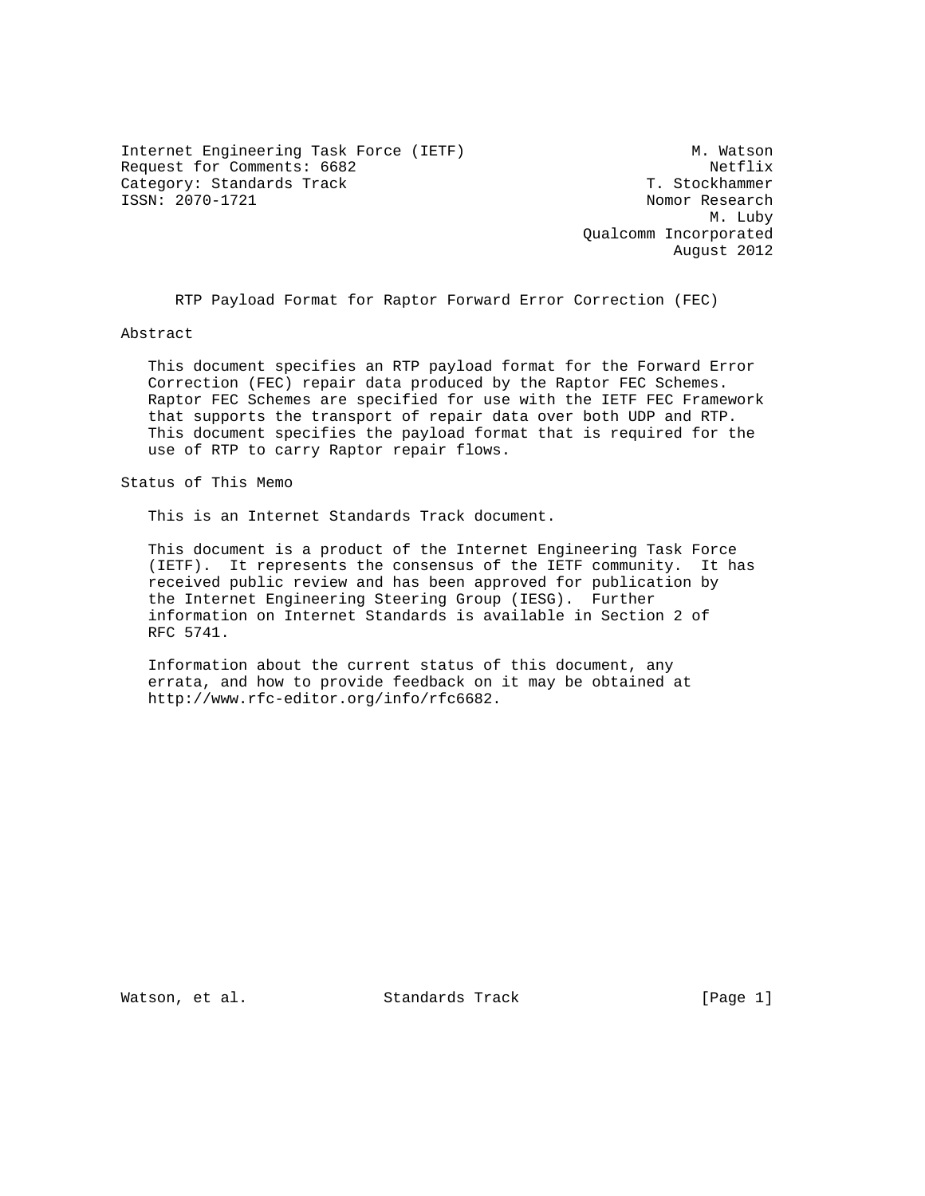Internet Engineering Task Force (IETF) M. Watson
Request for Comments: 6682 Netflix
Category: Standards Track T. Stockhammer
ISSN: 2070-1721 Nomor Research
M. Luby
Qualcomm Incorporated
August 2012

# RTP Payload Format for Raptor Forward Error Correction (FEC)

## Abstract

This document specifies an RTP payload format for the Forward Error Correction (FEC) repair data produced by the Raptor FEC Schemes. Raptor FEC Schemes are specified for use with the IETF FEC Framework that supports the transport of repair data over both UDP and RTP. This document specifies the payload format that is required for the use of RTP to carry Raptor repair flows.

## Status of This Memo

This is an Internet Standards Track document.

This document is a product of the Internet Engineering Task Force (IETF). It represents the consensus of the IETF community. It has received public review and has been approved for publication by the Internet Engineering Steering Group (IESG). Further information on Internet Standards is available in Section 2 of RFC 5741.

Information about the current status of this document, any errata, and how to provide feedback on it may be obtained at http://www.rfc-editor.org/info/rfc6682.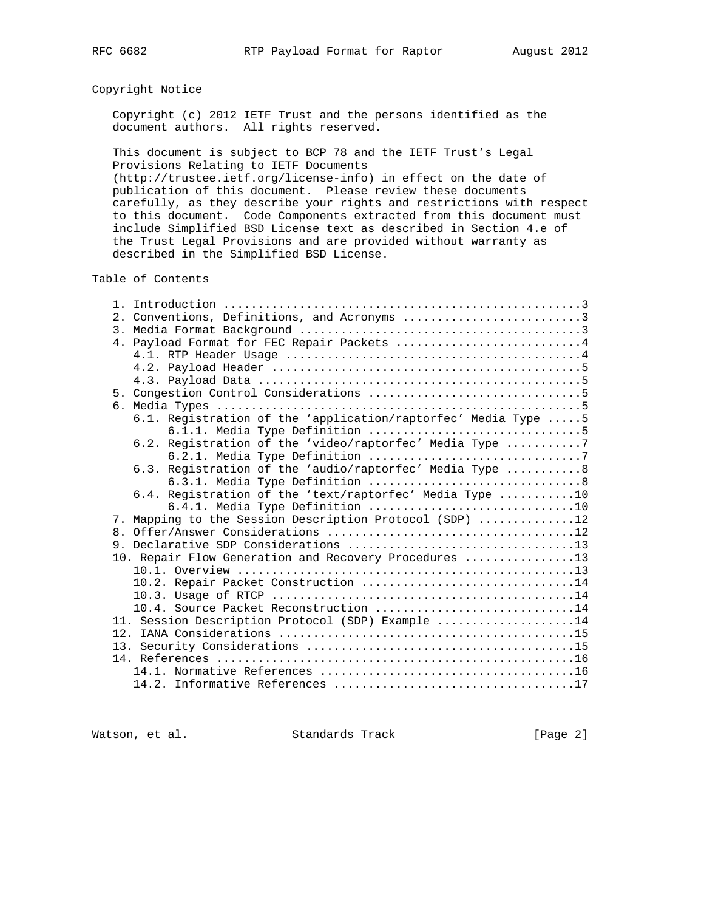## Copyright Notice

Copyright (c) 2012 IETF Trust and the persons identified as the document authors. All rights reserved.

This document is subject to BCP 78 and the IETF Trust's Legal Provisions Relating to IETF Documents (http://trustee.ietf.org/license-info) in effect on the date of publication of this document. Please review these documents carefully, as they describe your rights and restrictions with respect to this document. Code Components extracted from this document must include Simplified BSD License text as described in Section 4.e of the Trust Legal Provisions and are provided without warranty as described in the Simplified BSD License.

## Table of Contents

```
   1. Introduction ....................................................3
   2. Conventions, Definitions, and Acronyms ..........................3
   3. Media Format Background .........................................3
   4. Payload Format for FEC Repair Packets ...........................4
      4.1. RTP Header Usage ...........................................4
      4.2. Payload Header .............................................5
      4.3. Payload Data ...............................................5
   5. Congestion Control Considerations ...............................5
   6. Media Types .....................................................5
      6.1. Registration of the 'application/raptorfec' Media Type .....5
           6.1.1. Media Type Definition ...............................5
      6.2. Registration of the 'video/raptorfec' Media Type ...........7
           6.2.1. Media Type Definition ...............................7
      6.3. Registration of the 'audio/raptorfec' Media Type ...........8
           6.3.1. Media Type Definition ...............................8
      6.4. Registration of the 'text/raptorfec' Media Type ...........10
           6.4.1. Media Type Definition ..............................10
   7. Mapping to the Session Description Protocol (SDP) ..............12
   8. Offer/Answer Considerations ....................................12
   9. Declarative SDP Considerations .................................13
   10. Repair Flow Generation and Recovery Procedures ................13
      10.1. Overview .................................................13
      10.2. Repair Packet Construction ...............................14
      10.3. Usage of RTCP ............................................14
      10.4. Source Packet Reconstruction .............................14
   11. Session Description Protocol (SDP) Example ....................14
   12. IANA Considerations ...........................................15
   13. Security Considerations .......................................15
   14. References ....................................................16
      14.1. Normative References .....................................16
      14.2. Informative References ...................................17
```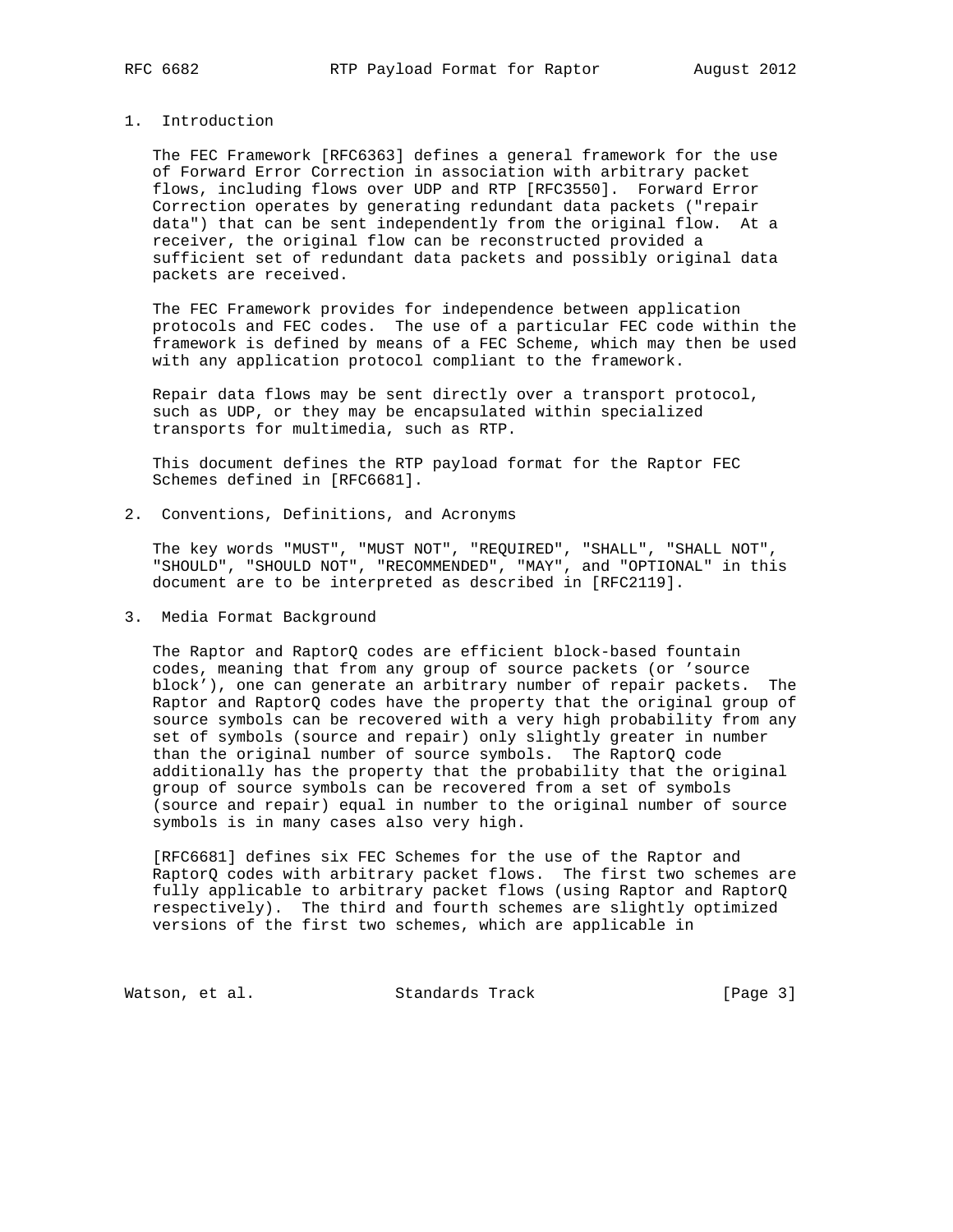# 1. Introduction

The FEC Framework [RFC6363] defines a general framework for the use of Forward Error Correction in association with arbitrary packet flows, including flows over UDP and RTP [RFC3550]. Forward Error Correction operates by generating redundant data packets ("repair data") that can be sent independently from the original flow. At a receiver, the original flow can be reconstructed provided a sufficient set of redundant data packets and possibly original data packets are received.

The FEC Framework provides for independence between application protocols and FEC codes. The use of a particular FEC code within the framework is defined by means of a FEC Scheme, which may then be used with any application protocol compliant to the framework.

Repair data flows may be sent directly over a transport protocol, such as UDP, or they may be encapsulated within specialized transports for multimedia, such as RTP.

This document defines the RTP payload format for the Raptor FEC Schemes defined in [RFC6681].

# 2. Conventions, Definitions, and Acronyms

The key words "MUST", "MUST NOT", "REQUIRED", "SHALL", "SHALL NOT", "SHOULD", "SHOULD NOT", "RECOMMENDED", "MAY", and "OPTIONAL" in this document are to be interpreted as described in [RFC2119].

# 3. Media Format Background

The Raptor and RaptorQ codes are efficient block-based fountain codes, meaning that from any group of source packets (or 'source block'), one can generate an arbitrary number of repair packets. The Raptor and RaptorQ codes have the property that the original group of source symbols can be recovered with a very high probability from any set of symbols (source and repair) only slightly greater in number than the original number of source symbols. The RaptorQ code additionally has the property that the probability that the original group of source symbols can be recovered from a set of symbols (source and repair) equal in number to the original number of source symbols is in many cases also very high.

[RFC6681] defines six FEC Schemes for the use of the Raptor and RaptorQ codes with arbitrary packet flows. The first two schemes are fully applicable to arbitrary packet flows (using Raptor and RaptorQ respectively). The third and fourth schemes are slightly optimized versions of the first two schemes, which are applicable in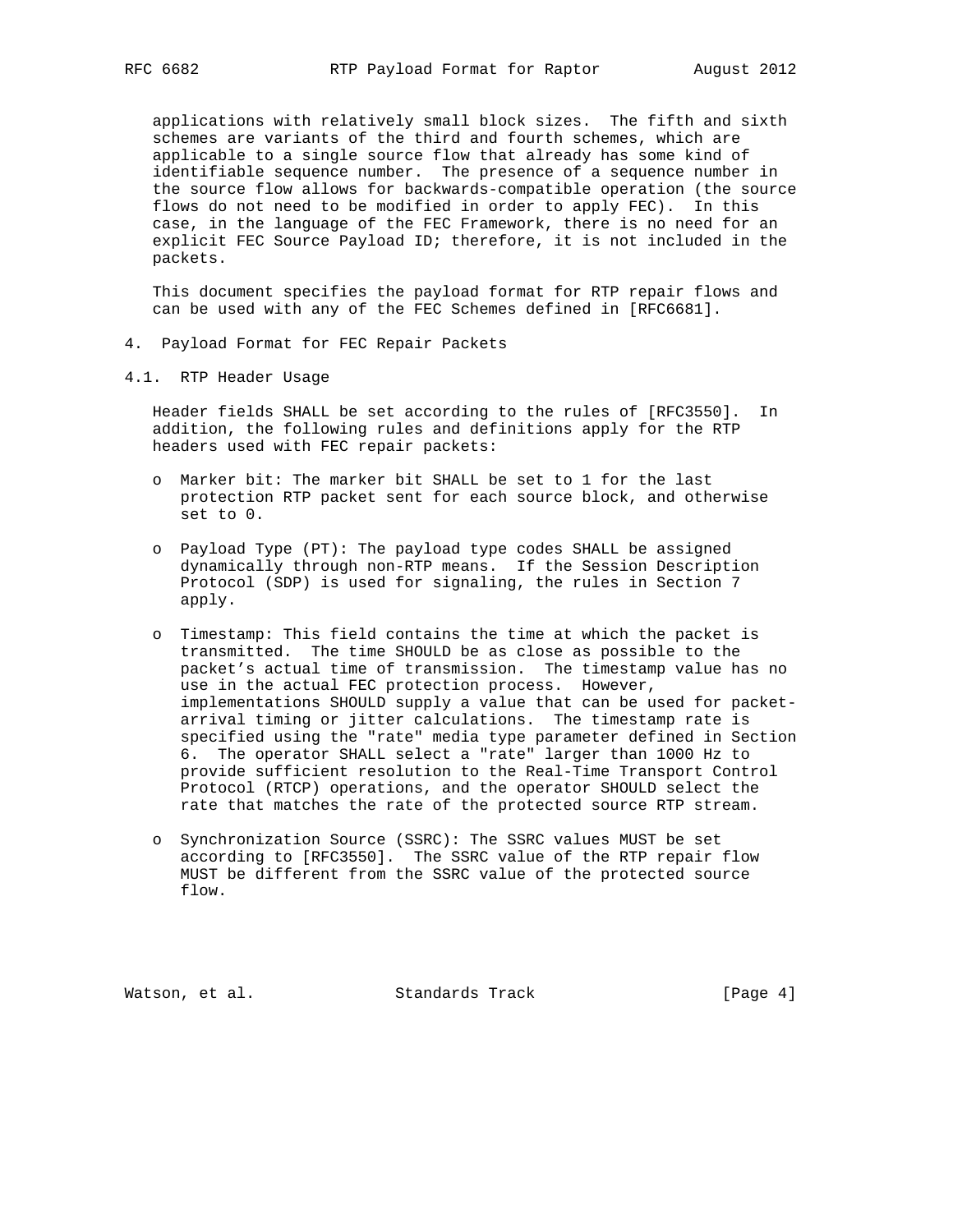applications with relatively small block sizes. The fifth and sixth schemes are variants of the third and fourth schemes, which are applicable to a single source flow that already has some kind of identifiable sequence number. The presence of a sequence number in the source flow allows for backwards-compatible operation (the source flows do not need to be modified in order to apply FEC). In this case, in the language of the FEC Framework, there is no need for an explicit FEC Source Payload ID; therefore, it is not included in the packets.

This document specifies the payload format for RTP repair flows and can be used with any of the FEC Schemes defined in [RFC6681].

## 4. Payload Format for FEC Repair Packets

### 4.1. RTP Header Usage

Header fields SHALL be set according to the rules of [RFC3550]. In addition, the following rules and definitions apply for the RTP headers used with FEC repair packets:

- Marker bit: The marker bit SHALL be set to 1 for the last protection RTP packet sent for each source block, and otherwise set to 0.

- Payload Type (PT): The payload type codes SHALL be assigned dynamically through non-RTP means. If the Session Description Protocol (SDP) is used for signaling, the rules in Section 7 apply.

- Timestamp: This field contains the time at which the packet is transmitted. The time SHOULD be as close as possible to the packet's actual time of transmission. The timestamp value has no use in the actual FEC protection process. However, implementations SHOULD supply a value that can be used for packet-arrival timing or jitter calculations. The timestamp rate is specified using the "rate" media type parameter defined in Section 6. The operator SHALL select a "rate" larger than 1000 Hz to provide sufficient resolution to the Real-Time Transport Control Protocol (RTCP) operations, and the operator SHOULD select the rate that matches the rate of the protected source RTP stream.

- Synchronization Source (SSRC): The SSRC values MUST be set according to [RFC3550]. The SSRC value of the RTP repair flow MUST be different from the SSRC value of the protected source flow.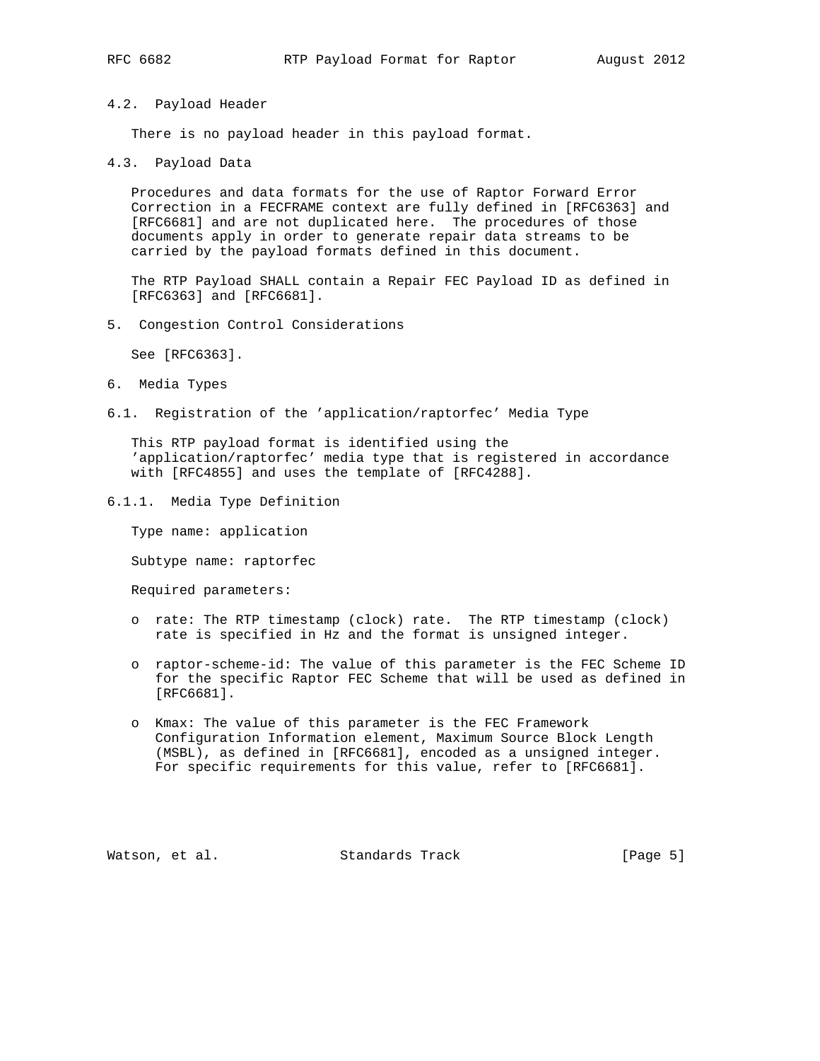### 4.2. Payload Header

There is no payload header in this payload format.

### 4.3. Payload Data

Procedures and data formats for the use of Raptor Forward Error Correction in a FECFRAME context are fully defined in [RFC6363] and [RFC6681] and are not duplicated here. The procedures of those documents apply in order to generate repair data streams to be carried by the payload formats defined in this document.

The RTP Payload SHALL contain a Repair FEC Payload ID as defined in [RFC6363] and [RFC6681].

## 5. Congestion Control Considerations

See [RFC6363].

## 6. Media Types

### 6.1. Registration of the 'application/raptorfec' Media Type

This RTP payload format is identified using the 'application/raptorfec' media type that is registered in accordance with [RFC4855] and uses the template of [RFC4288].

#### 6.1.1. Media Type Definition

Type name: application

Subtype name: raptorfec

Required parameters:

- rate: The RTP timestamp (clock) rate. The RTP timestamp (clock) rate is specified in Hz and the format is unsigned integer.
- raptor-scheme-id: The value of this parameter is the FEC Scheme ID for the specific Raptor FEC Scheme that will be used as defined in [RFC6681].
- Kmax: The value of this parameter is the FEC Framework Configuration Information element, Maximum Source Block Length (MSBL), as defined in [RFC6681], encoded as a unsigned integer. For specific requirements for this value, refer to [RFC6681].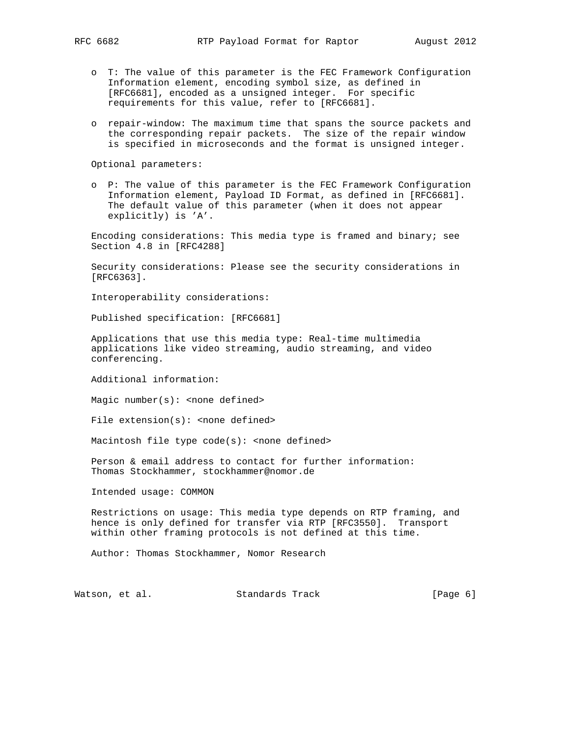- T: The value of this parameter is the FEC Framework Configuration Information element, encoding symbol size, as defined in [RFC6681], encoded as a unsigned integer. For specific requirements for this value, refer to [RFC6681].

- repair-window: The maximum time that spans the source packets and the corresponding repair packets. The size of the repair window is specified in microseconds and the format is unsigned integer.

Optional parameters:

- P: The value of this parameter is the FEC Framework Configuration Information element, Payload ID Format, as defined in [RFC6681]. The default value of this parameter (when it does not appear explicitly) is 'A'.

Encoding considerations: This media type is framed and binary; see Section 4.8 in [RFC4288]

Security considerations: Please see the security considerations in [RFC6363].

Interoperability considerations:

Published specification: [RFC6681]

Applications that use this media type: Real-time multimedia applications like video streaming, audio streaming, and video conferencing.

Additional information:

Magic number(s): <none defined>

File extension(s): <none defined>

Macintosh file type code(s): <none defined>

Person & email address to contact for further information: Thomas Stockhammer, stockhammer@nomor.de

Intended usage: COMMON

Restrictions on usage: This media type depends on RTP framing, and hence is only defined for transfer via RTP [RFC3550]. Transport within other framing protocols is not defined at this time.

Author: Thomas Stockhammer, Nomor Research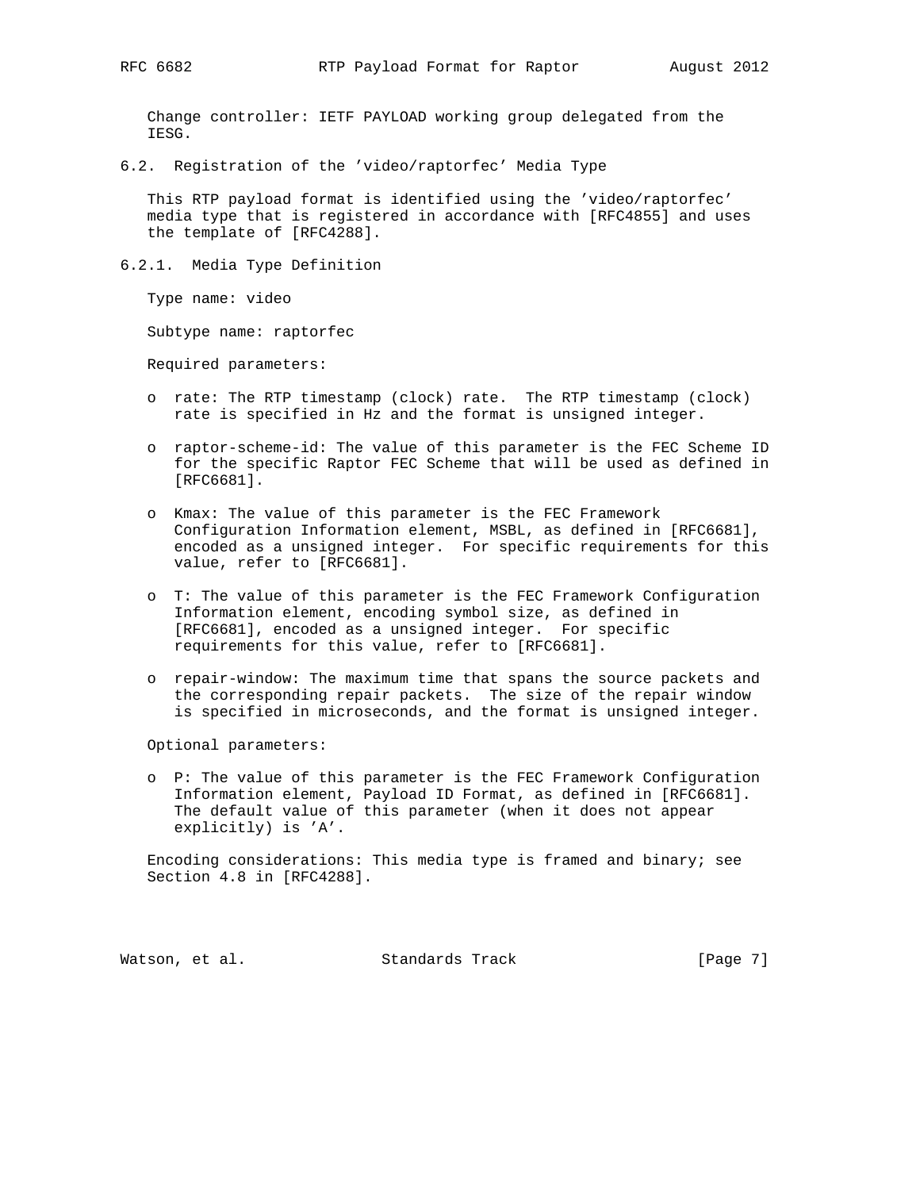Change controller: IETF PAYLOAD working group delegated from the IESG.

### 6.2. Registration of the 'video/raptorfec' Media Type

This RTP payload format is identified using the 'video/raptorfec' media type that is registered in accordance with [RFC4855] and uses the template of [RFC4288].

#### 6.2.1. Media Type Definition

Type name: video

Subtype name: raptorfec

Required parameters:

- rate: The RTP timestamp (clock) rate. The RTP timestamp (clock) rate is specified in Hz and the format is unsigned integer.

- raptor-scheme-id: The value of this parameter is the FEC Scheme ID for the specific Raptor FEC Scheme that will be used as defined in [RFC6681].

- Kmax: The value of this parameter is the FEC Framework Configuration Information element, MSBL, as defined in [RFC6681], encoded as a unsigned integer. For specific requirements for this value, refer to [RFC6681].

- T: The value of this parameter is the FEC Framework Configuration Information element, encoding symbol size, as defined in [RFC6681], encoded as a unsigned integer. For specific requirements for this value, refer to [RFC6681].

- repair-window: The maximum time that spans the source packets and the corresponding repair packets. The size of the repair window is specified in microseconds, and the format is unsigned integer.

Optional parameters:

- P: The value of this parameter is the FEC Framework Configuration Information element, Payload ID Format, as defined in [RFC6681]. The default value of this parameter (when it does not appear explicitly) is 'A'.

Encoding considerations: This media type is framed and binary; see Section 4.8 in [RFC4288].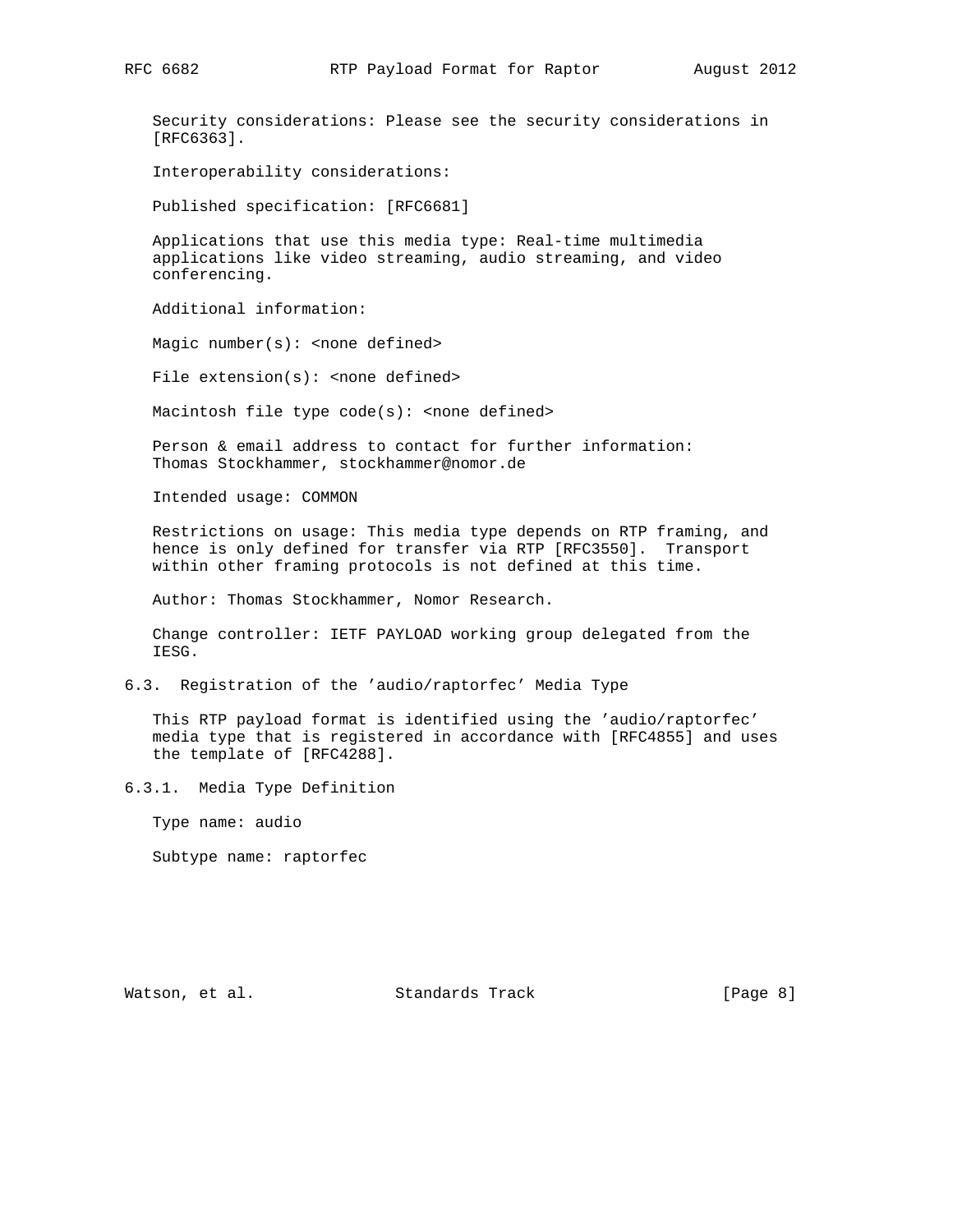Security considerations: Please see the security considerations in [RFC6363].

Interoperability considerations:

Published specification: [RFC6681]

Applications that use this media type: Real-time multimedia applications like video streaming, audio streaming, and video conferencing.

Additional information:

Magic number(s): <none defined>

File extension(s): <none defined>

Macintosh file type code(s): <none defined>

Person & email address to contact for further information: Thomas Stockhammer, stockhammer@nomor.de

Intended usage: COMMON

Restrictions on usage: This media type depends on RTP framing, and hence is only defined for transfer via RTP [RFC3550]. Transport within other framing protocols is not defined at this time.

Author: Thomas Stockhammer, Nomor Research.

Change controller: IETF PAYLOAD working group delegated from the IESG.

### 6.3. Registration of the 'audio/raptorfec' Media Type

This RTP payload format is identified using the 'audio/raptorfec' media type that is registered in accordance with [RFC4855] and uses the template of [RFC4288].

#### 6.3.1. Media Type Definition

Type name: audio

Subtype name: raptorfec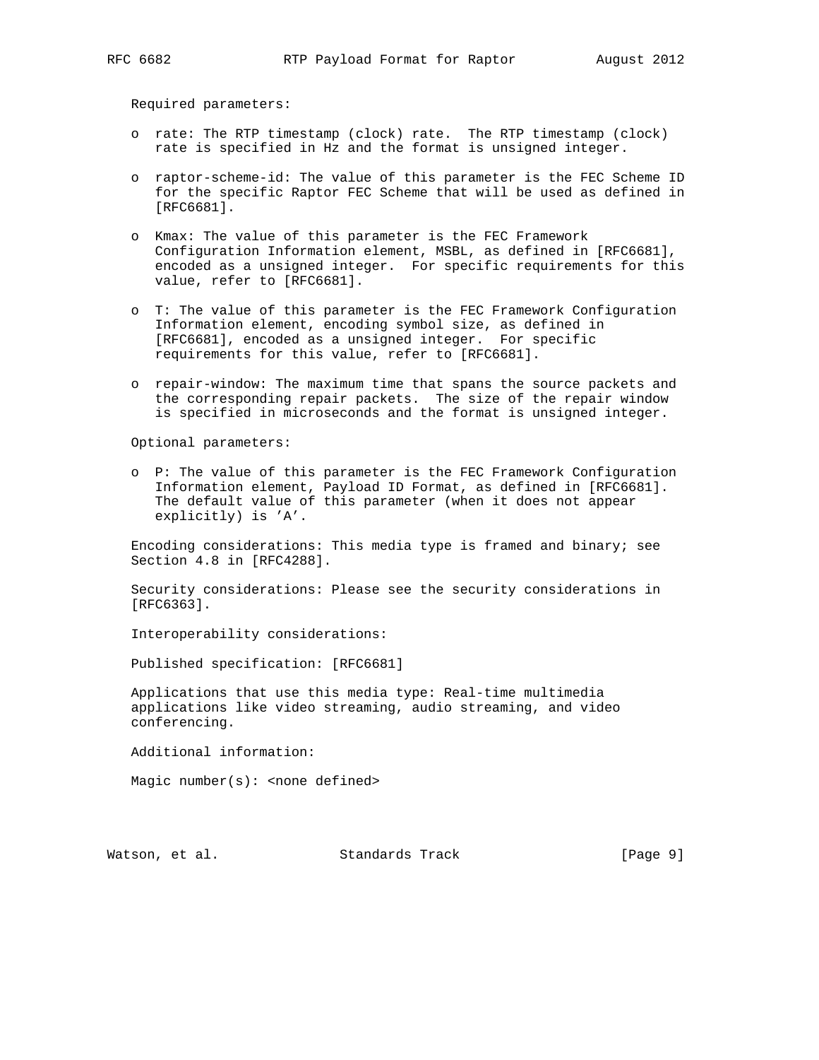Required parameters:

- rate: The RTP timestamp (clock) rate. The RTP timestamp (clock) rate is specified in Hz and the format is unsigned integer.
- raptor-scheme-id: The value of this parameter is the FEC Scheme ID for the specific Raptor FEC Scheme that will be used as defined in [RFC6681].
- Kmax: The value of this parameter is the FEC Framework Configuration Information element, MSBL, as defined in [RFC6681], encoded as a unsigned integer. For specific requirements for this value, refer to [RFC6681].
- T: The value of this parameter is the FEC Framework Configuration Information element, encoding symbol size, as defined in [RFC6681], encoded as a unsigned integer. For specific requirements for this value, refer to [RFC6681].
- repair-window: The maximum time that spans the source packets and the corresponding repair packets. The size of the repair window is specified in microseconds and the format is unsigned integer.

Optional parameters:

- P: The value of this parameter is the FEC Framework Configuration Information element, Payload ID Format, as defined in [RFC6681]. The default value of this parameter (when it does not appear explicitly) is 'A'.

Encoding considerations: This media type is framed and binary; see Section 4.8 in [RFC4288].

Security considerations: Please see the security considerations in [RFC6363].

Interoperability considerations:

Published specification: [RFC6681]

Applications that use this media type: Real-time multimedia applications like video streaming, audio streaming, and video conferencing.

Additional information:

Magic number(s): <none defined>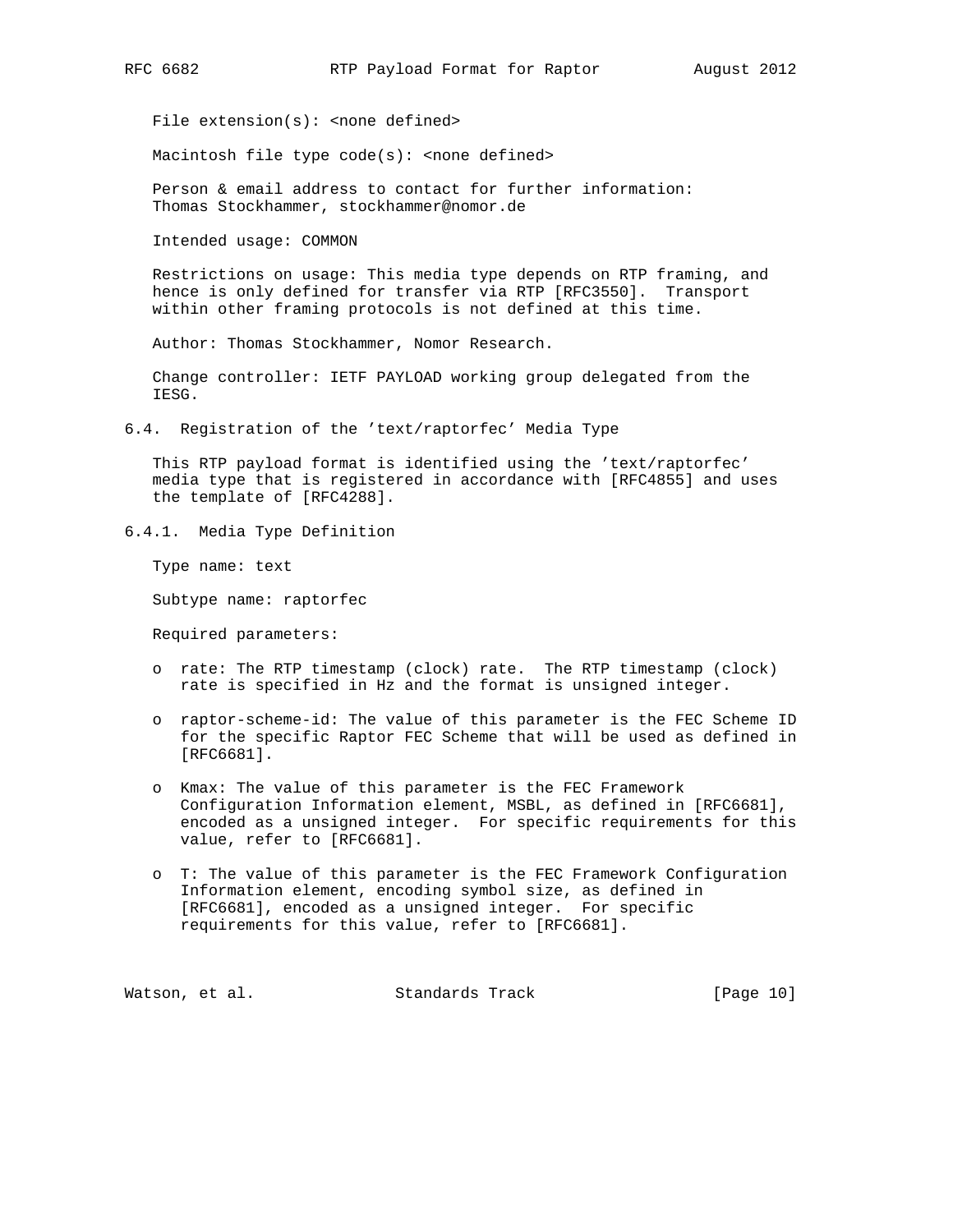File extension(s): <none defined>

Macintosh file type code(s): <none defined>

Person & email address to contact for further information:
Thomas Stockhammer, stockhammer@nomor.de

Intended usage: COMMON

Restrictions on usage: This media type depends on RTP framing, and hence is only defined for transfer via RTP [RFC3550]. Transport within other framing protocols is not defined at this time.

Author: Thomas Stockhammer, Nomor Research.

Change controller: IETF PAYLOAD working group delegated from the IESG.

### 6.4. Registration of the 'text/raptorfec' Media Type

This RTP payload format is identified using the 'text/raptorfec' media type that is registered in accordance with [RFC4855] and uses the template of [RFC4288].

#### 6.4.1. Media Type Definition

Type name: text

Subtype name: raptorfec

Required parameters:

- rate: The RTP timestamp (clock) rate. The RTP timestamp (clock) rate is specified in Hz and the format is unsigned integer.
- raptor-scheme-id: The value of this parameter is the FEC Scheme ID for the specific Raptor FEC Scheme that will be used as defined in [RFC6681].
- Kmax: The value of this parameter is the FEC Framework Configuration Information element, MSBL, as defined in [RFC6681], encoded as a unsigned integer. For specific requirements for this value, refer to [RFC6681].
- T: The value of this parameter is the FEC Framework Configuration Information element, encoding symbol size, as defined in [RFC6681], encoded as a unsigned integer. For specific requirements for this value, refer to [RFC6681].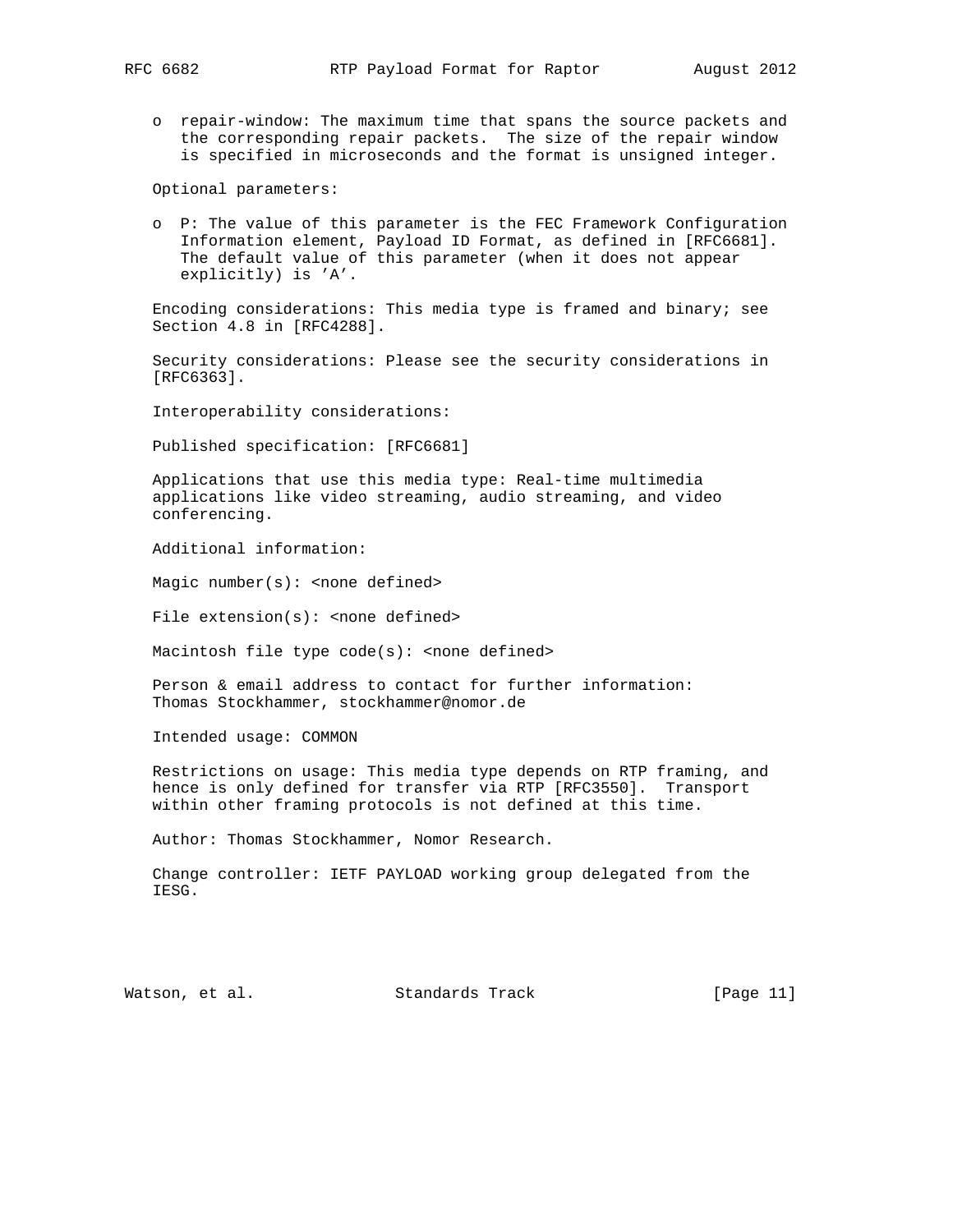- repair-window: The maximum time that spans the source packets and the corresponding repair packets. The size of the repair window is specified in microseconds and the format is unsigned integer.

Optional parameters:

- P: The value of this parameter is the FEC Framework Configuration Information element, Payload ID Format, as defined in [RFC6681]. The default value of this parameter (when it does not appear explicitly) is 'A'.

Encoding considerations: This media type is framed and binary; see Section 4.8 in [RFC4288].

Security considerations: Please see the security considerations in [RFC6363].

Interoperability considerations:

Published specification: [RFC6681]

Applications that use this media type: Real-time multimedia applications like video streaming, audio streaming, and video conferencing.

Additional information:

Magic number(s): <none defined>

File extension(s): <none defined>

Macintosh file type code(s): <none defined>

Person & email address to contact for further information: Thomas Stockhammer, stockhammer@nomor.de

Intended usage: COMMON

Restrictions on usage: This media type depends on RTP framing, and hence is only defined for transfer via RTP [RFC3550]. Transport within other framing protocols is not defined at this time.

Author: Thomas Stockhammer, Nomor Research.

Change controller: IETF PAYLOAD working group delegated from the IESG.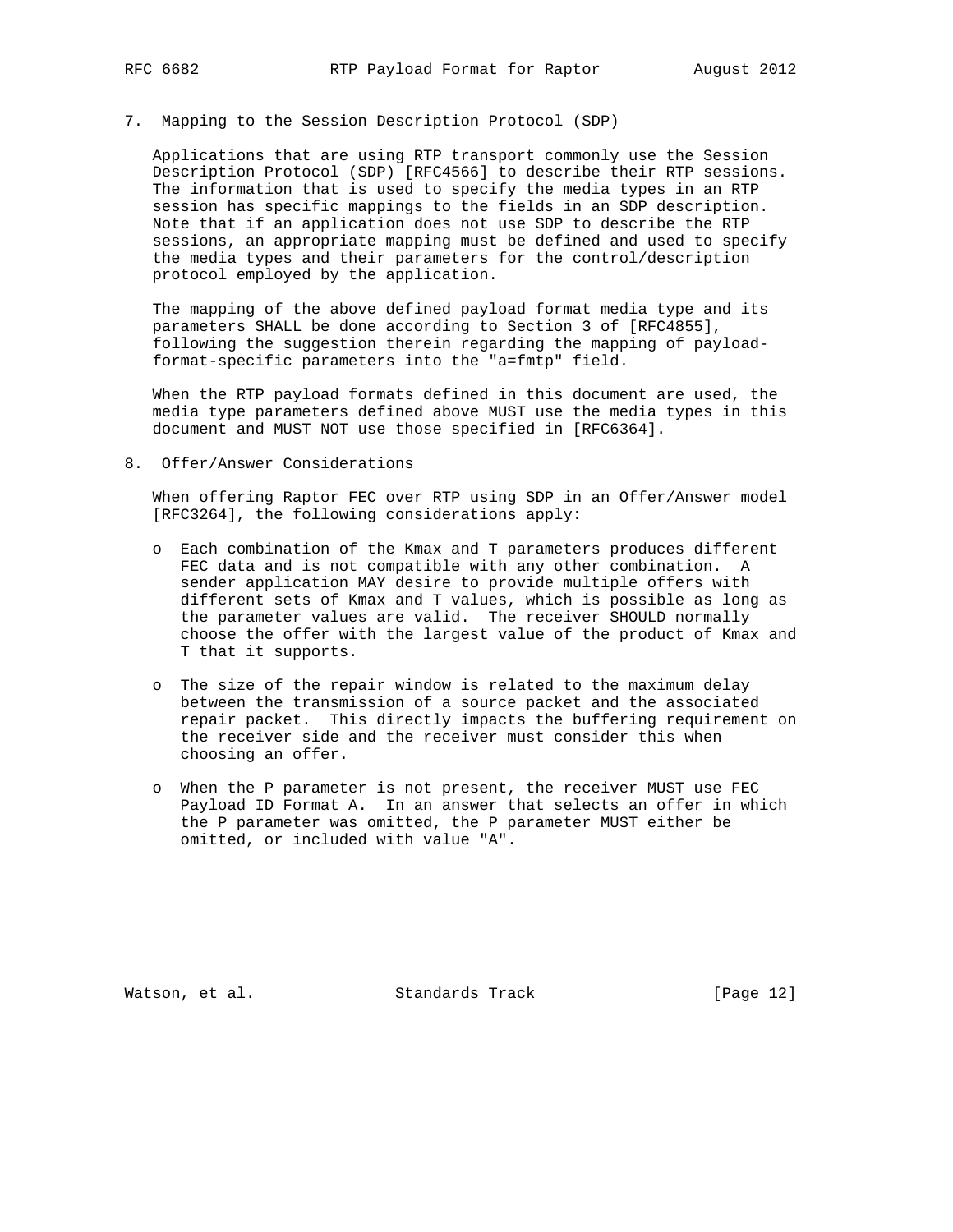## 7. Mapping to the Session Description Protocol (SDP)

Applications that are using RTP transport commonly use the Session Description Protocol (SDP) [RFC4566] to describe their RTP sessions. The information that is used to specify the media types in an RTP session has specific mappings to the fields in an SDP description. Note that if an application does not use SDP to describe the RTP sessions, an appropriate mapping must be defined and used to specify the media types and their parameters for the control/description protocol employed by the application.

The mapping of the above defined payload format media type and its parameters SHALL be done according to Section 3 of [RFC4855], following the suggestion therein regarding the mapping of payload-format-specific parameters into the "a=fmtp" field.

When the RTP payload formats defined in this document are used, the media type parameters defined above MUST use the media types in this document and MUST NOT use those specified in [RFC6364].

## 8. Offer/Answer Considerations

When offering Raptor FEC over RTP using SDP in an Offer/Answer model [RFC3264], the following considerations apply:

- Each combination of the Kmax and T parameters produces different FEC data and is not compatible with any other combination. A sender application MAY desire to provide multiple offers with different sets of Kmax and T values, which is possible as long as the parameter values are valid. The receiver SHOULD normally choose the offer with the largest value of the product of Kmax and T that it supports.
- The size of the repair window is related to the maximum delay between the transmission of a source packet and the associated repair packet. This directly impacts the buffering requirement on the receiver side and the receiver must consider this when choosing an offer.
- When the P parameter is not present, the receiver MUST use FEC Payload ID Format A. In an answer that selects an offer in which the P parameter was omitted, the P parameter MUST either be omitted, or included with value "A".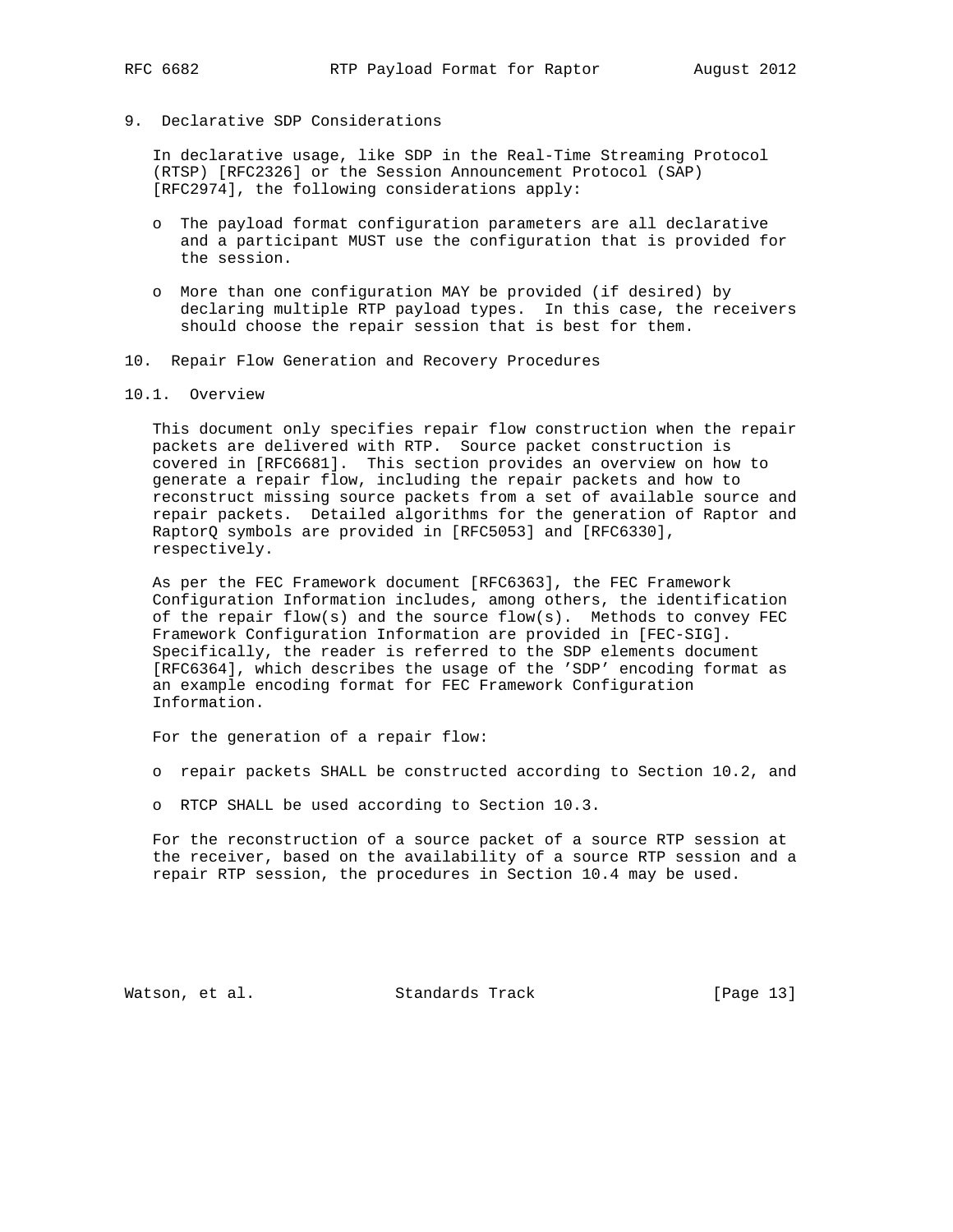## 9. Declarative SDP Considerations

In declarative usage, like SDP in the Real-Time Streaming Protocol (RTSP) [RFC2326] or the Session Announcement Protocol (SAP) [RFC2974], the following considerations apply:

- The payload format configuration parameters are all declarative and a participant MUST use the configuration that is provided for the session.
- More than one configuration MAY be provided (if desired) by declaring multiple RTP payload types. In this case, the receivers should choose the repair session that is best for them.

## 10. Repair Flow Generation and Recovery Procedures

### 10.1. Overview

This document only specifies repair flow construction when the repair packets are delivered with RTP. Source packet construction is covered in [RFC6681]. This section provides an overview on how to generate a repair flow, including the repair packets and how to reconstruct missing source packets from a set of available source and repair packets. Detailed algorithms for the generation of Raptor and RaptorQ symbols are provided in [RFC5053] and [RFC6330], respectively.

As per the FEC Framework document [RFC6363], the FEC Framework Configuration Information includes, among others, the identification of the repair flow(s) and the source flow(s). Methods to convey FEC Framework Configuration Information are provided in [FEC-SIG]. Specifically, the reader is referred to the SDP elements document [RFC6364], which describes the usage of the 'SDP' encoding format as an example encoding format for FEC Framework Configuration Information.

For the generation of a repair flow:

- repair packets SHALL be constructed according to Section 10.2, and
- RTCP SHALL be used according to Section 10.3.

For the reconstruction of a source packet of a source RTP session at the receiver, based on the availability of a source RTP session and a repair RTP session, the procedures in Section 10.4 may be used.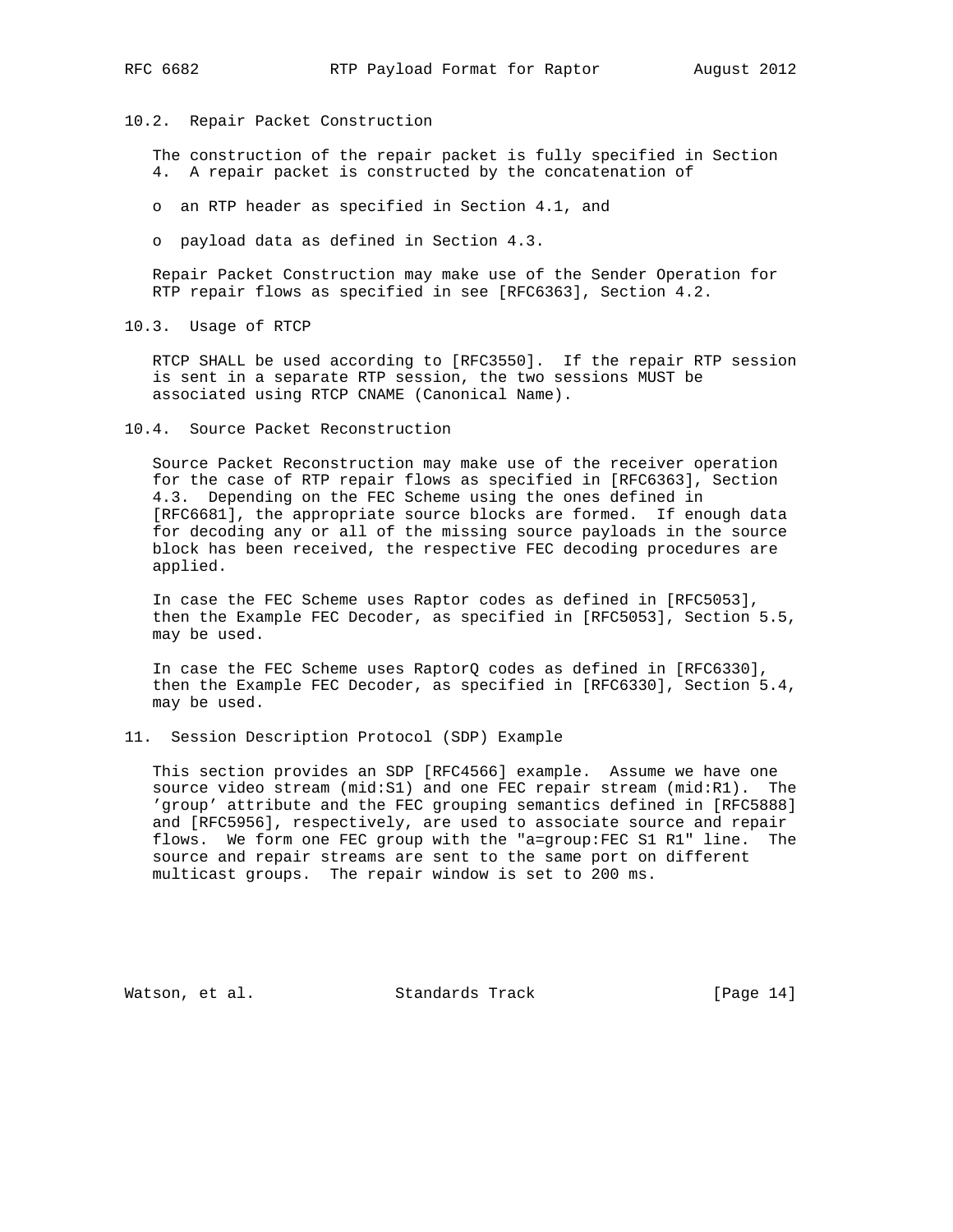### 10.2. Repair Packet Construction

The construction of the repair packet is fully specified in Section 4. A repair packet is constructed by the concatenation of

- an RTP header as specified in Section 4.1, and
- payload data as defined in Section 4.3.

Repair Packet Construction may make use of the Sender Operation for RTP repair flows as specified in see [RFC6363], Section 4.2.

### 10.3. Usage of RTCP

RTCP SHALL be used according to [RFC3550]. If the repair RTP session is sent in a separate RTP session, the two sessions MUST be associated using RTCP CNAME (Canonical Name).

### 10.4. Source Packet Reconstruction

Source Packet Reconstruction may make use of the receiver operation for the case of RTP repair flows as specified in [RFC6363], Section 4.3. Depending on the FEC Scheme using the ones defined in [RFC6681], the appropriate source blocks are formed. If enough data for decoding any or all of the missing source payloads in the source block has been received, the respective FEC decoding procedures are applied.

In case the FEC Scheme uses Raptor codes as defined in [RFC5053], then the Example FEC Decoder, as specified in [RFC5053], Section 5.5, may be used.

In case the FEC Scheme uses RaptorQ codes as defined in [RFC6330], then the Example FEC Decoder, as specified in [RFC6330], Section 5.4, may be used.

## 11. Session Description Protocol (SDP) Example

This section provides an SDP [RFC4566] example. Assume we have one source video stream (mid:S1) and one FEC repair stream (mid:R1). The 'group' attribute and the FEC grouping semantics defined in [RFC5888] and [RFC5956], respectively, are used to associate source and repair flows. We form one FEC group with the "a=group:FEC S1 R1" line. The source and repair streams are sent to the same port on different multicast groups. The repair window is set to 200 ms.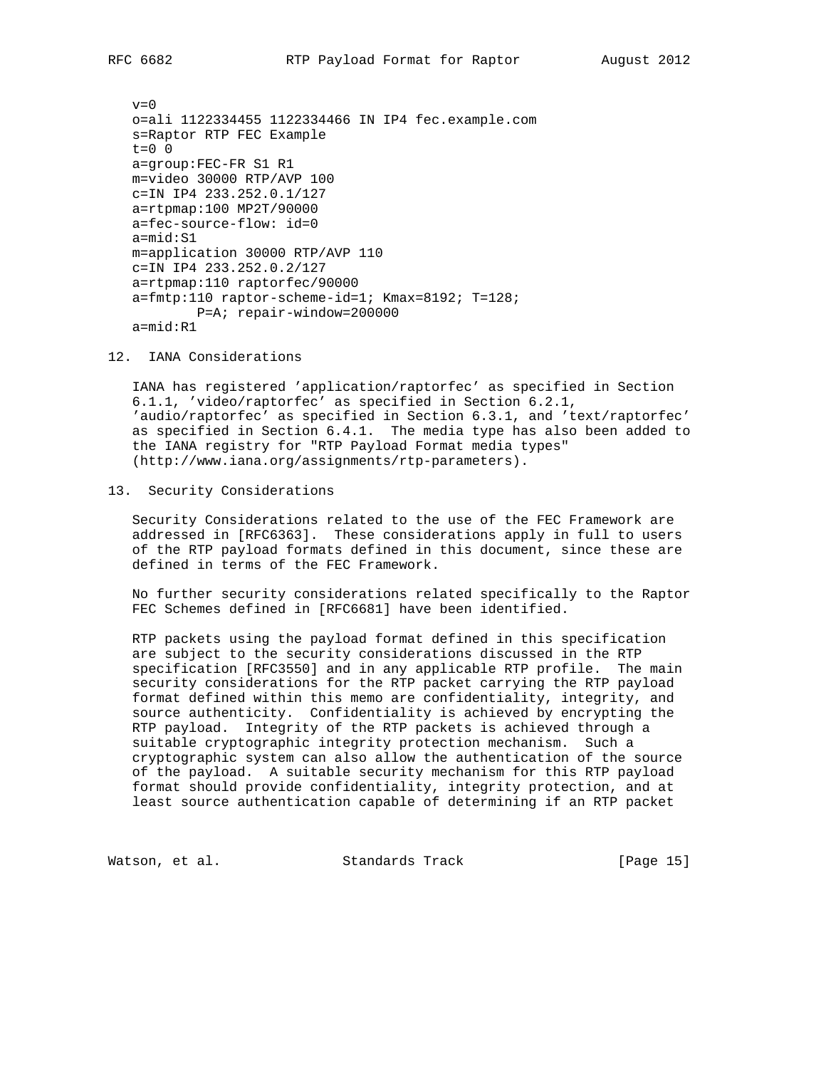```
v=0
o=ali 1122334455 1122334466 IN IP4 fec.example.com
s=Raptor RTP FEC Example
t=0 0
a=group:FEC-FR S1 R1
m=video 30000 RTP/AVP 100
c=IN IP4 233.252.0.1/127
a=rtpmap:100 MP2T/90000
a=fec-source-flow: id=0
a=mid:S1
m=application 30000 RTP/AVP 110
c=IN IP4 233.252.0.2/127
a=rtpmap:110 raptorfec/90000
a=fmtp:110 raptor-scheme-id=1; Kmax=8192; T=128;
        P=A; repair-window=200000
a=mid:R1
```

## 12. IANA Considerations

IANA has registered 'application/raptorfec' as specified in Section 6.1.1, 'video/raptorfec' as specified in Section 6.2.1, 'audio/raptorfec' as specified in Section 6.3.1, and 'text/raptorfec' as specified in Section 6.4.1. The media type has also been added to the IANA registry for "RTP Payload Format media types" (http://www.iana.org/assignments/rtp-parameters).

## 13. Security Considerations

Security Considerations related to the use of the FEC Framework are addressed in [RFC6363]. These considerations apply in full to users of the RTP payload formats defined in this document, since these are defined in terms of the FEC Framework.

No further security considerations related specifically to the Raptor FEC Schemes defined in [RFC6681] have been identified.

RTP packets using the payload format defined in this specification are subject to the security considerations discussed in the RTP specification [RFC3550] and in any applicable RTP profile. The main security considerations for the RTP packet carrying the RTP payload format defined within this memo are confidentiality, integrity, and source authenticity. Confidentiality is achieved by encrypting the RTP payload. Integrity of the RTP packets is achieved through a suitable cryptographic integrity protection mechanism. Such a cryptographic system can also allow the authentication of the source of the payload. A suitable security mechanism for this RTP payload format should provide confidentiality, integrity protection, and at least source authentication capable of determining if an RTP packet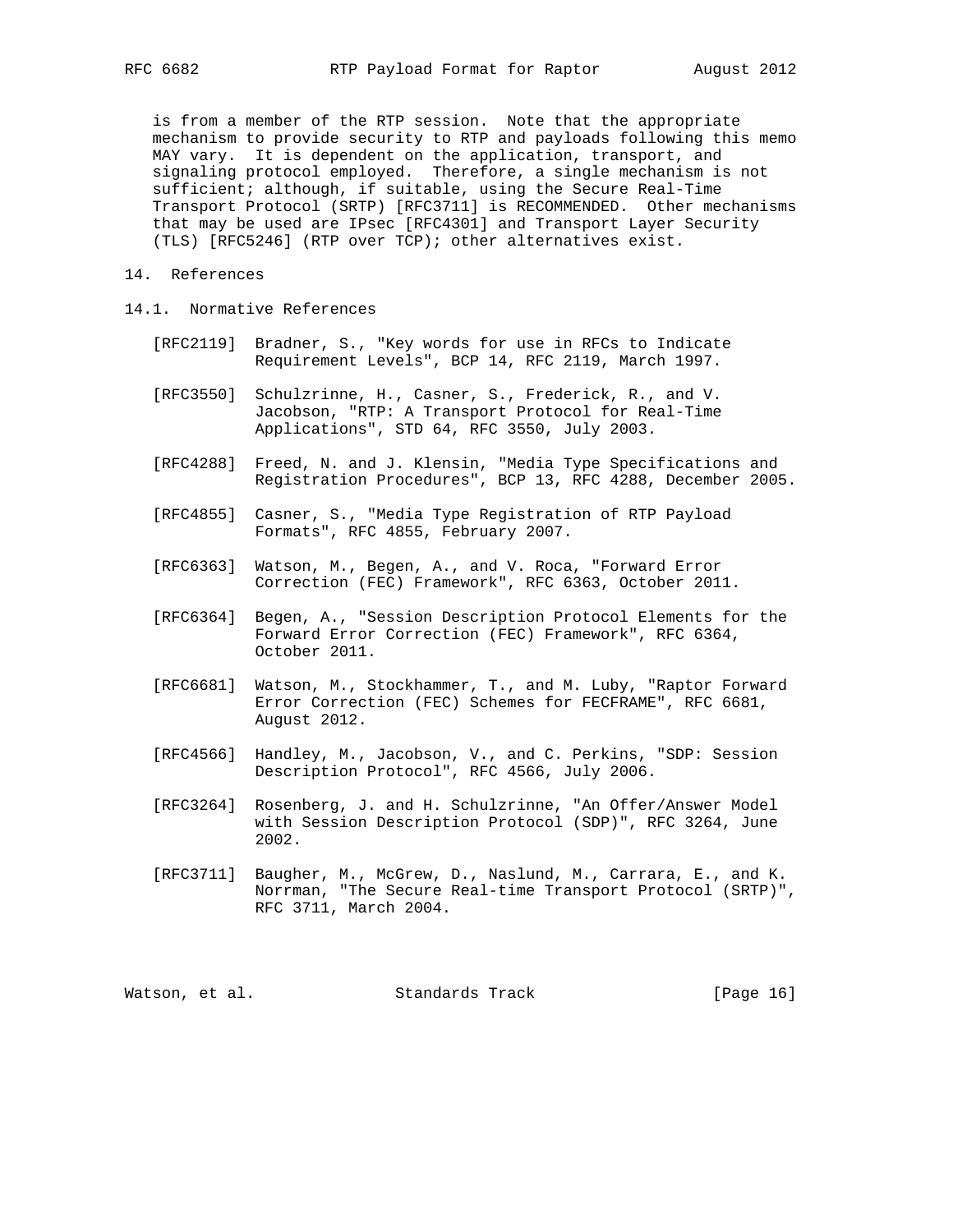is from a member of the RTP session. Note that the appropriate mechanism to provide security to RTP and payloads following this memo MAY vary. It is dependent on the application, transport, and signaling protocol employed. Therefore, a single mechanism is not sufficient; although, if suitable, using the Secure Real-Time Transport Protocol (SRTP) [RFC3711] is RECOMMENDED. Other mechanisms that may be used are IPsec [RFC4301] and Transport Layer Security (TLS) [RFC5246] (RTP over TCP); other alternatives exist.

## 14. References

### 14.1. Normative References

[RFC2119] Bradner, S., "Key words for use in RFCs to Indicate Requirement Levels", BCP 14, RFC 2119, March 1997.

[RFC3550] Schulzrinne, H., Casner, S., Frederick, R., and V. Jacobson, "RTP: A Transport Protocol for Real-Time Applications", STD 64, RFC 3550, July 2003.

[RFC4288] Freed, N. and J. Klensin, "Media Type Specifications and Registration Procedures", BCP 13, RFC 4288, December 2005.

[RFC4855] Casner, S., "Media Type Registration of RTP Payload Formats", RFC 4855, February 2007.

[RFC6363] Watson, M., Begen, A., and V. Roca, "Forward Error Correction (FEC) Framework", RFC 6363, October 2011.

[RFC6364] Begen, A., "Session Description Protocol Elements for the Forward Error Correction (FEC) Framework", RFC 6364, October 2011.

[RFC6681] Watson, M., Stockhammer, T., and M. Luby, "Raptor Forward Error Correction (FEC) Schemes for FECFRAME", RFC 6681, August 2012.

[RFC4566] Handley, M., Jacobson, V., and C. Perkins, "SDP: Session Description Protocol", RFC 4566, July 2006.

[RFC3264] Rosenberg, J. and H. Schulzrinne, "An Offer/Answer Model with Session Description Protocol (SDP)", RFC 3264, June 2002.

[RFC3711] Baugher, M., McGrew, D., Naslund, M., Carrara, E., and K. Norrman, "The Secure Real-time Transport Protocol (SRTP)", RFC 3711, March 2004.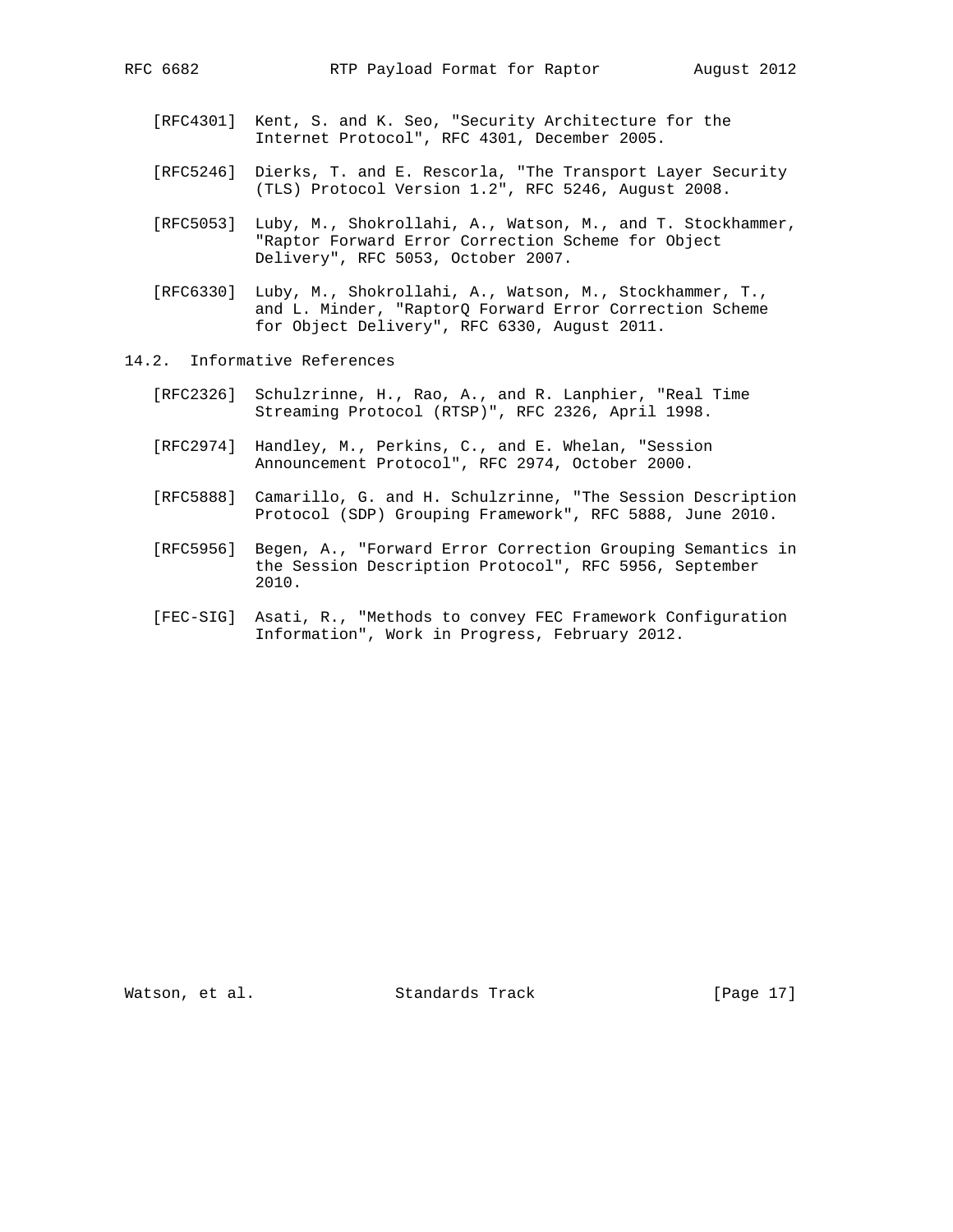[RFC4301] Kent, S. and K. Seo, "Security Architecture for the Internet Protocol", RFC 4301, December 2005.

[RFC5246] Dierks, T. and E. Rescorla, "The Transport Layer Security (TLS) Protocol Version 1.2", RFC 5246, August 2008.

[RFC5053] Luby, M., Shokrollahi, A., Watson, M., and T. Stockhammer, "Raptor Forward Error Correction Scheme for Object Delivery", RFC 5053, October 2007.

[RFC6330] Luby, M., Shokrollahi, A., Watson, M., Stockhammer, T., and L. Minder, "RaptorQ Forward Error Correction Scheme for Object Delivery", RFC 6330, August 2011.

## 14.2. Informative References

[RFC2326] Schulzrinne, H., Rao, A., and R. Lanphier, "Real Time Streaming Protocol (RTSP)", RFC 2326, April 1998.

[RFC2974] Handley, M., Perkins, C., and E. Whelan, "Session Announcement Protocol", RFC 2974, October 2000.

[RFC5888] Camarillo, G. and H. Schulzrinne, "The Session Description Protocol (SDP) Grouping Framework", RFC 5888, June 2010.

[RFC5956] Begen, A., "Forward Error Correction Grouping Semantics in the Session Description Protocol", RFC 5956, September 2010.

[FEC-SIG] Asati, R., "Methods to convey FEC Framework Configuration Information", Work in Progress, February 2012.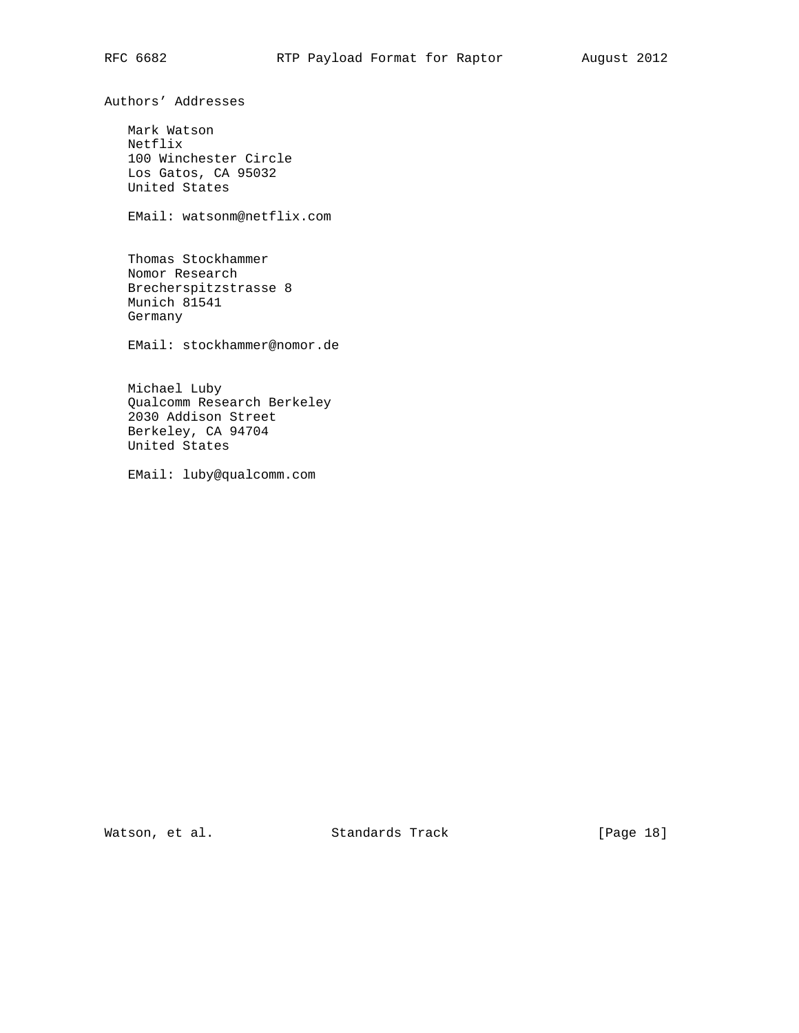## Authors' Addresses

Mark Watson
Netflix
100 Winchester Circle
Los Gatos, CA 95032
United States

EMail: watsonm@netflix.com

Thomas Stockhammer
Nomor Research
Brecherspitzstrasse 8
Munich 81541
Germany

EMail: stockhammer@nomor.de

Michael Luby
Qualcomm Research Berkeley
2030 Addison Street
Berkeley, CA 94704
United States

EMail: luby@qualcomm.com